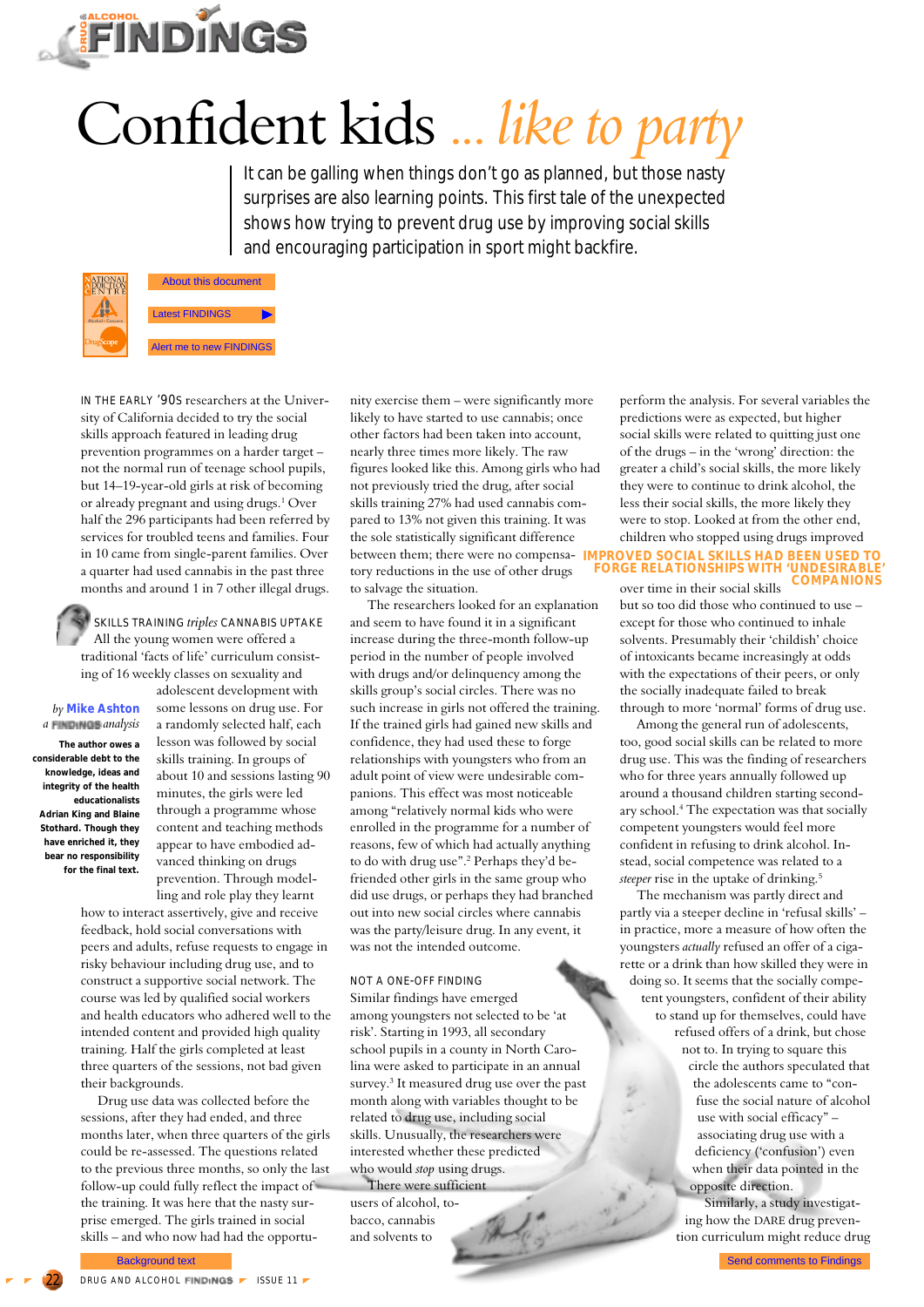# Confident kids ... *like to party*

It can be galling when things don't go as planned, but those nasty surprises are also learning points. This first tale of the unexpected shows how trying to prevent drug use by improving social skills and encouraging participation in sport might backfire.

About this document

Latest FINDINGS

Alert me to new FINDINGS

*by* **Mike Ashton**
*a FINDINGS analysis*

**The author owes a considerable debt to the knowledge, ideas and integrity of the health educationalists Adrian King and Blaine Stothard. Though they have enriched it, they bear no responsibility for the final text.**

IN THE EARLY '90S researchers at the University of California decided to try the social skills approach featured in leading drug prevention programmes on a harder target – not the normal run of teenage school pupils, but 14–19-year-old girls at risk of becoming or already pregnant and using drugs.[1] Over half the 296 participants had been referred by services for troubled teens and families. Four in 10 came from single-parent families. Over a quarter had used cannabis in the past three months and around 1 in 7 other illegal drugs.

## SKILLS TRAINING *triples* CANNABIS UPTAKE

All the young women were offered a traditional 'facts of life' curriculum consisting of 16 weekly classes on sexuality and adolescent development with some lessons on drug use. For a randomly selected half, each lesson was followed by social skills training. In groups of about 10 and sessions lasting 90 minutes, the girls were led through a programme whose content and teaching methods appear to have embodied advanced thinking on drugs prevention. Through modelling and role play they learnt how to interact assertively, give and receive feedback, hold social conversations with peers and adults, refuse requests to engage in risky behaviour including drug use, and to construct a supportive social network. The course was led by qualified social workers and health educators who adhered well to the intended content and provided high quality training. Half the girls completed at least three quarters of the sessions, not bad given their backgrounds.

Drug use data was collected before the sessions, after they had ended, and three months later, when three quarters of the girls could be re-assessed. The questions related to the previous three months, so only the last follow-up could fully reflect the impact of the training. It was here that the nasty surprise emerged. The girls trained in social skills – and who now had had the opportunity exercise them – were significantly more likely to have started to use cannabis; once other factors had been taken into account, nearly three times more likely. The raw figures looked like this. Among girls who had not previously tried the drug, after social skills training 27% had used cannabis compared to 13% not given this training. It was the sole statistically significant difference between them; there were no compensatory reductions in the use of other drugs to salvage the situation.

The researchers looked for an explanation and seem to have found it in a significant increase during the three-month follow-up period in the number of people involved with drugs and/or delinquency among the skills group's social circles. There was no such increase in girls not offered the training. If the trained girls had gained new skills and confidence, they had used these to forge relationships with youngsters who from an adult point of view were undesirable companions. This effect was most noticeable among "relatively normal kids who were enrolled in the programme for a number of reasons, few of which had actually anything to do with drug use".[2] Perhaps they'd befriended other girls in the same group who did use drugs, or perhaps they had branched out into new social circles where cannabis was the party/leisure drug. In any event, it was not the intended outcome.

## NOT A ONE-OFF FINDING

Similar findings have emerged among youngsters not selected to be 'at risk'. Starting in 1993, all secondary school pupils in a county in North Carolina were asked to participate in an annual survey.[3] It measured drug use over the past month along with variables thought to be related to drug use, including social skills. Unusually, the researchers were interested whether these predicted who would *stop* using drugs.

There were sufficient users of alcohol, tobacco, cannabis and solvents to perform the analysis. For several variables the predictions were as expected, but higher social skills were related to quitting just one of the drugs – in the 'wrong' direction: the greater a child's social skills, the more likely they were to continue to drink alcohol, the less their social skills, the more likely they were to stop. Looked at from the other end, children who stopped using drugs improved over time in their social skills but so too did those who continued to use – except for those who continued to inhale solvents. Presumably their 'childish' choice of intoxicants became increasingly at odds with the expectations of their peers, or only the socially inadequate failed to break through to more 'normal' forms of drug use.

**IMPROVED SOCIAL SKILLS HAD BEEN USED TO FORGE RELATIONSHIPS WITH 'UNDESIRABLE' COMPANIONS**

Among the general run of adolescents, too, good social skills can be related to more drug use. This was the finding of researchers who for three years annually followed up around a thousand children starting secondary school.[4] The expectation was that socially competent youngsters would feel more confident in refusing to drink alcohol. Instead, social competence was related to a *steeper* rise in the uptake of drinking.[5]

The mechanism was partly direct and partly via a steeper decline in 'refusal skills' – in practice, more a measure of how often the youngsters *actually* refused an offer of a cigarette or a drink than how skilled they were in doing so. It seems that the socially competent youngsters, confident of their ability to stand up for themselves, could have refused offers of a drink, but chose not to. In trying to square this circle the authors speculated that the adolescents came to "confuse the social nature of alcohol use with social efficacy" – associating drug use with a deficiency ('confusion') even when their data pointed in the opposite direction.

Similarly, a study investigating how the DARE drug prevention curriculum might reduce drug

Background text

Send comments to Findings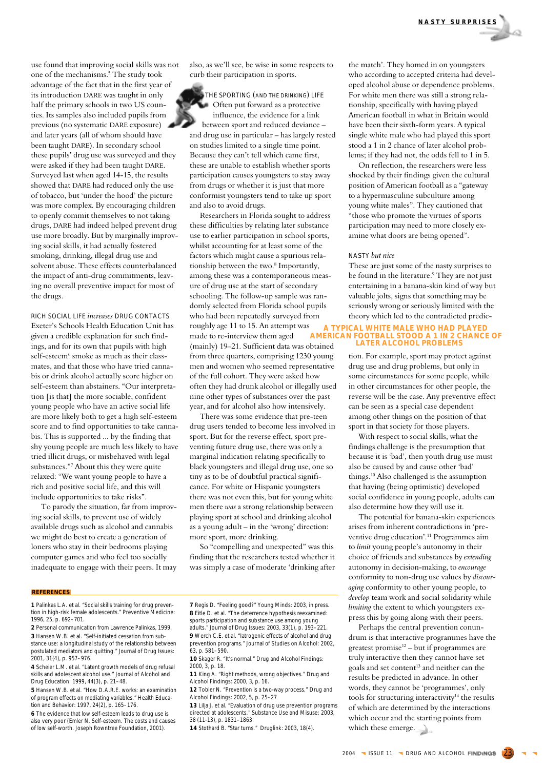use found that improving social skills was not one of the mechanisms.[5] The study took advantage of the fact that in the first year of its introduction DARE was taught in only half the primary schools in two US counties. Its samples also included pupils from previous (no systematic DARE exposure) and later years (all of whom should have been taught DARE). In secondary school these pupils' drug use was surveyed and they were asked if they had been taught DARE. Surveyed last when aged 14-15, the results showed that DARE had reduced only the use of tobacco, but 'under the hood' the picture was more complex. By encouraging children to openly commit themselves to not taking drugs, DARE had indeed helped prevent drug use more broadly. But by marginally improving social skills, it had actually fostered smoking, drinking, illegal drug use and solvent abuse. These effects counterbalanced the impact of anti-drug commitments, leaving no overall preventive impact for most of the drugs.

## RICH SOCIAL LIFE *increases* DRUG CONTACTS

Exeter's Schools Health Education Unit has given a credible explanation for such findings, and for its own that pupils with high self-esteem[6] smoke as much as their classmates, and that those who have tried cannabis or drink alcohol actually score higher on self-esteem than abstainers. "Our interpretation [is that] the more sociable, confident young people who have an active social life are more likely both to get a high self-esteem score and to find opportunities to take cannabis. This is supported ... by the finding that shy young people are much less likely to have tried illicit drugs, or misbehaved with legal substances."[7] About this they were quite relaxed: "We want young people to have a rich and positive social life, and this will include opportunities to take risks".

To parody the situation, far from improving social skills, to prevent use of widely available drugs such as alcohol and cannabis we might do best to create a generation of loners who stay in their bedrooms playing computer games and who feel too socially inadequate to engage with their peers. It may also, as we'll see, be wise in some respects to curb their participation in sports.

## THE SPORTING (AND THE DRINKING) LIFE

Often put forward as a protective influence, the evidence for a link between sport and reduced deviance – and drug use in particular – has largely rested on studies limited to a single time point. Because they can't tell which came first, these are unable to establish whether sports participation causes youngsters to stay away from drugs or whether it is just that more conformist youngsters tend to take up sport and also to avoid drugs.

Researchers in Florida sought to address these difficulties by relating later substance use to earlier participation in school sports, whilst accounting for at least some of the factors which might cause a spurious relationship between the two.[8] Importantly, among these was a contemporaneous measure of drug use at the start of secondary schooling. The follow-up sample was randomly selected from Florida school pupils who had been repeatedly surveyed from roughly age 11 to 15. An attempt was made to re-interview them aged (mainly) 19–21. Sufficient data was obtained from three quarters, comprising 1230 young men and women who seemed representative of the full cohort. They were asked how often they had drunk alcohol or illegally used nine other types of substances over the past year, and for alcohol also how intensively.

There was some evidence that pre-teen drug users tended to become less involved in sport. But for the reverse effect, sport preventing future drug use, there was only a marginal indication relating specifically to black youngsters and illegal drug use, one so tiny as to be of doubtful practical significance. For white or Hispanic youngsters there was not even this, but for young white men there *was* a strong relationship between playing sport at school and drinking alcohol as a young adult – in the 'wrong' direction: more sport, more drinking.

So "compelling and unexpected" was this finding that the researchers tested whether it was simply a case of moderate 'drinking after the match'. They homed in on youngsters who according to accepted criteria had developed alcohol abuse or dependence problems. For white men there was still a strong relationship, specifically with having played American football in what in Britain would have been their sixth-form years. A typical single white male who had played this sport stood a 1 in 2 chance of later alcohol problems; if they had not, the odds fell to 1 in 5.

**A TYPICAL WHITE MALE WHO HAD PLAYED AMERICAN FOOTBALL STOOD A 1 IN 2 CHANCE OF LATER ALCOHOL PROBLEMS**

On reflection, the researchers were less shocked by their findings given the cultural position of American football as a "gateway to a hypermasculine subculture among young white males". They cautioned that "those who promote the virtues of sports participation may need to more closely examine what doors are being opened".

## NASTY *but nice*

These are just some of the nasty surprises to be found in the literature.[9] They are not just entertaining in a banana-skin kind of way but valuable jolts, signs that something may be seriously wrong or seriously limited with the theory which led to the contradicted prediction. For example, sport may protect against drug use and drug problems, but only in some circumstances for some people, while in other circumstances for other people, the reverse will be the case. Any preventive effect can be seen as a special case dependent among other things on the position of that sport in that society for those players.

With respect to social skills, what the findings challenge is the presumption that because it is 'bad', then youth drug use must also be caused by and cause other 'bad' things.[10] Also challenged is the assumption that having (being optimistic) developed social confidence in young people, adults can also determine how they will use it.

The potential for banana-skin experiences arises from inherent contradictions in 'preventive drug education'.[11] Programmes aim to *limit* young people's autonomy in their choice of friends and substances by *extending* autonomy in decision-making, to *encourage* conformity to non-drug use values by *discouraging* conformity to other young people, to *develop* team work and social solidarity while *limiting* the extent to which youngsters express this by going along with their peers.

Perhaps the central prevention conundrum is that interactive programmes have the greatest promise[12] – but if programmes are truly interactive then they cannot have set goals and set content[13] and neither can the results be predicted in advance. In other words, they cannot be 'programmes', only tools for structuring interactivity[14] the results of which are determined by the interactions which occur and the starting points from which these emerge.

## REFERENCES

1 Palinkas L.A. et al. "Social skills training for drug prevention in high-risk female adolescents." Preventive Medicine: 1996, 25, p. 692–701.

2 Personal communication from Lawrence Palinkas, 1999.

3 Hansen W.B. et al. "Self-initiated cessation from substance use: a longitudinal study of the relationship between postulated mediators and quitting." Journal of Drug Issues: 2001, 31(4), p. 957–976.

4 Scheier L.M. et al. "Latent growth models of drug refusal skills and adolescent alcohol use." Journal of Alcohol and Drug Education: 1999, 44(3), p. 21–48.

5 Hansen W.B. et al. "How D.A.R.E. works: an examination of program effects on mediating variables." Health Education and Behavior: 1997, 24(2), p. 165–176.

6 The evidence that low self-esteem leads to drug use is also very poor (Emler N. Self-esteem. The costs and causes of low self-worth. Joseph Rowntree Foundation, 2001).

7 Regis D. "Feeling good?" Young Minds: 2003, in press.

8 Eitle D. et al. "The deterrence hypothesis reexamined: sports participation and substance use among young adults." Journal of Drug Issues: 2003, 33(1), p. 193–221.

9 Werch C.E. et al. "Iatrogenic effects of alcohol and drug prevention programs." Journal of Studies on Alcohol: 2002, 63, p. 581–590.

10 Skager R. "It's normal." Drug and Alcohol Findings: 2000, 3, p. 18.

11 King A. "Right methods, wrong objectives." Drug and Alcohol Findings: 2000, 3, p. 16.

12 Tobler N. "Prevention is a two-way process." Drug and Alcohol Findings: 2002, 5, p. 25–27

13 Lilja J. et al. "Evaluation of drug use prevention programs directed at adolescents." Substance Use and Misuse: 2003, 38 (11-13), p. 1831–1863.

14 Stothard B. "Star turns." Druglink: 2003, 18(4).